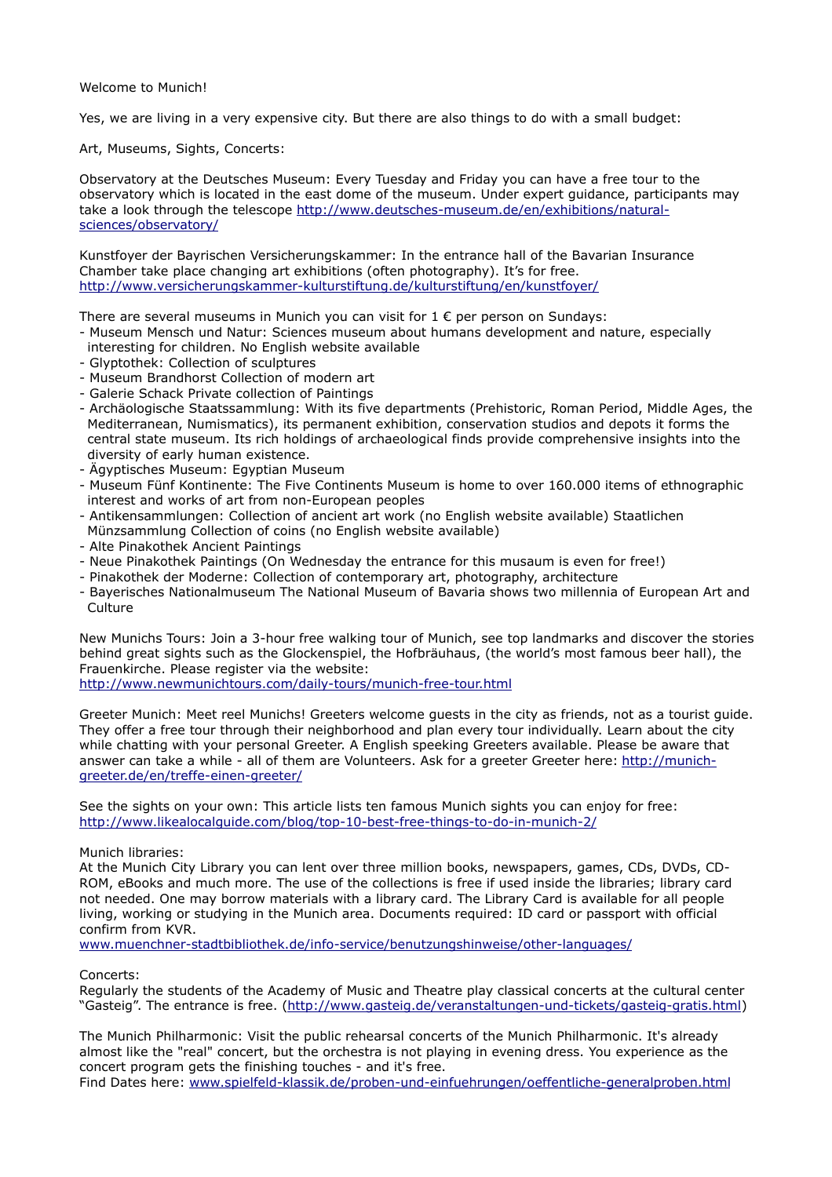Welcome to Munich!

Yes, we are living in a very expensive city. But there are also things to do with a small budget:

Art, Museums, Sights, Concerts:

Observatory at the Deutsches Museum: Every Tuesday and Friday you can have a free tour to the observatory which is located in the east dome of the museum. Under expert guidance, participants may take a look through the telescope http://www.deutsches-museum.de/en/exhibitions/natural-sciences/observatory/

Kunstfoyer der Bayrischen Versicherungskammer: In the entrance hall of the Bavarian Insurance Chamber take place changing art exhibitions (often photography). It's for free. http://www.versicherungskammer-kulturstiftung.de/kulturstiftung/en/kunstfoyer/

There are several museums in Munich you can visit for 1 € per person on Sundays:

- Museum Mensch und Natur: Sciences museum about humans development and nature, especially interesting for children. No English website available
- Glyptothek: Collection of sculptures
- Museum Brandhorst Collection of modern art
- Galerie Schack Private collection of Paintings
- Archäologische Staatssammlung: With its five departments (Prehistoric, Roman Period, Middle Ages, the Mediterranean, Numismatics), its permanent exhibition, conservation studios and depots it forms the central state museum. Its rich holdings of archaeological finds provide comprehensive insights into the diversity of early human existence.
- Ägyptisches Museum: Egyptian Museum
- Museum Fünf Kontinente: The Five Continents Museum is home to over 160.000 items of ethnographic interest and works of art from non-European peoples
- Antikensammlungen: Collection of ancient art work (no English website available) Staatlichen Münzsammlung Collection of coins (no English website available)
- Alte Pinakothek Ancient Paintings
- Neue Pinakothek Paintings (On Wednesday the entrance for this musaum is even for free!)
- Pinakothek der Moderne: Collection of contemporary art, photography, architecture
- Bayerisches Nationalmuseum The National Museum of Bavaria shows two millennia of European Art and Culture

New Munichs Tours: Join a 3-hour free walking tour of Munich, see top landmarks and discover the stories behind great sights such as the Glockenspiel, the Hofbräuhaus, (the world's most famous beer hall), the Frauenkirche. Please register via the website:
http://www.newmunichtours.com/daily-tours/munich-free-tour.html

Greeter Munich: Meet reel Munichs! Greeters welcome guests in the city as friends, not as a tourist guide. They offer a free tour through their neighborhood and plan every tour individually. Learn about the city while chatting with your personal Greeter. A English speeking Greeters available. Please be aware that answer can take a while - all of them are Volunteers. Ask for a greeter Greeter here: http://munich-greeter.de/en/treffe-einen-greeter/

See the sights on your own: This article lists ten famous Munich sights you can enjoy for free:
http://www.likealocalguide.com/blog/top-10-best-free-things-to-do-in-munich-2/

Munich libraries:
At the Munich City Library you can lent over three million books, newspapers, games, CDs, DVDs, CD-ROM, eBooks and much more. The use of the collections is free if used inside the libraries; library card not needed. One may borrow materials with a library card. The Library Card is available for all people living, working or studying in the Munich area. Documents required: ID card or passport with official confirm from KVR.
www.muenchner-stadtbibliothek.de/info-service/benutzungshinweise/other-languages/

Concerts:
Regularly the students of the Academy of Music and Theatre play classical concerts at the cultural center "Gasteig". The entrance is free. (http://www.gasteig.de/veranstaltungen-und-tickets/gasteig-gratis.html)

The Munich Philharmonic: Visit the public rehearsal concerts of the Munich Philharmonic. It's already almost like the "real" concert, but the orchestra is not playing in evening dress. You experience as the concert program gets the finishing touches - and it's free.
Find Dates here: www.spielfeld-klassik.de/proben-und-einfuehrungen/oeffentliche-generalproben.html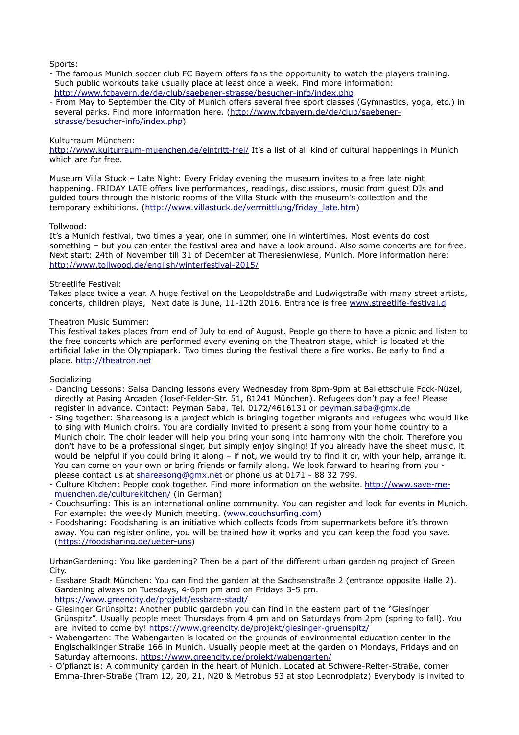Sports:

- The famous Munich soccer club FC Bayern offers fans the opportunity to watch the players training. Such public workouts take usually place at least once a week. Find more information: http://www.fcbayern.de/de/club/saebener-strasse/besucher-info/index.php
- From May to September the City of Munich offers several free sport classes (Gymnastics, yoga, etc.) in several parks. Find more information here. (http://www.fcbayern.de/de/club/saebener-strasse/besucher-info/index.php)

Kulturraum München:
http://www.kulturraum-muenchen.de/eintritt-frei/ It's a list of all kind of cultural happenings in Munich which are for free.

Museum Villa Stuck – Late Night: Every Friday evening the museum invites to a free late night happening. FRIDAY LATE offers live performances, readings, discussions, music from guest DJs and guided tours through the historic rooms of the Villa Stuck with the museum's collection and the temporary exhibitions. (http://www.villastuck.de/vermittlung/friday_late.htm)

Tollwood:
It's a Munich festival, two times a year, one in summer, one in wintertimes. Most events do cost something – but you can enter the festival area and have a look around. Also some concerts are for free. Next start: 24th of November till 31 of December at Theresienwiese, Munich. More information here: http://www.tollwood.de/english/winterfestival-2015/

Streetlife Festival:
Takes place twice a year. A huge festival on the Leopoldstraße and Ludwigstraße with many street artists, concerts, children plays, Next date is June, 11-12th 2016. Entrance is free www.streetlife-festival.d

Theatron Music Summer:
This festival takes places from end of July to end of August. People go there to have a picnic and listen to the free concerts which are performed every evening on the Theatron stage, which is located at the artificial lake in the Olympiapark. Two times during the festival there a fire works. Be early to find a place. http://theatron.net

Socializing

- Dancing Lessons: Salsa Dancing lessons every Wednesday from 8pm-9pm at Ballettschule Fock-Nüzel, directly at Pasing Arcaden (Josef-Felder-Str. 51, 81241 München). Refugees don't pay a fee! Please register in advance. Contact: Peyman Saba, Tel. 0172/4616131 or peyman.saba@gmx.de
- Sing together: Shareasong is a project which is bringing together migrants and refugees who would like to sing with Munich choirs. You are cordially invited to present a song from your home country to a Munich choir. The choir leader will help you bring your song into harmony with the choir. Therefore you don't have to be a professional singer, but simply enjoy singing! If you already have the sheet music, it would be helpful if you could bring it along – if not, we would try to find it or, with your help, arrange it. You can come on your own or bring friends or family along. We look forward to hearing from you - please contact us at shareasong@gmx.net or phone us at 0171 - 88 32 799.
- Culture Kitchen: People cook together. Find more information on the website. http://www.save-me-muenchen.de/culturekitchen/ (in German)
- Couchsurfing: This is an international online community. You can register and look for events in Munich. For example: the weekly Munich meeting. (www.couchsurfing.com)
- Foodsharing: Foodsharing is an initiative which collects foods from supermarkets before it's thrown away. You can register online, you will be trained how it works and you can keep the food you save. (https://foodsharing.de/ueber-uns)

UrbanGardening: You like gardening? Then be a part of the different urban gardening project of Green City.

- Essbare Stadt München: You can find the garden at the Sachsenstraße 2 (entrance opposite Halle 2). Gardening always on Tuesdays, 4-6pm pm and on Fridays 3-5 pm. https://www.greencity.de/projekt/essbare-stadt/
- Giesinger Grünspitz: Another public gardebn you can find in the eastern part of the "Giesinger Grünspitz". Usually people meet Thursdays from 4 pm and on Saturdays from 2pm (spring to fall). You are invited to come by! https://www.greencity.de/projekt/giesinger-gruenspitz/
- Wabengarten: The Wabengarten is located on the grounds of environmental education center in the Englschalkinger Straße 166 in Munich. Usually people meet at the garden on Mondays, Fridays and on Saturday afternoons. https://www.greencity.de/projekt/wabengarten/
- O'pflanzt is: A community garden in the heart of Munich. Located at Schwere-Reiter-Straße, corner Emma-Ihrer-Straße (Tram 12, 20, 21, N20 & Metrobus 53 at stop Leonrodplatz) Everybody is invited to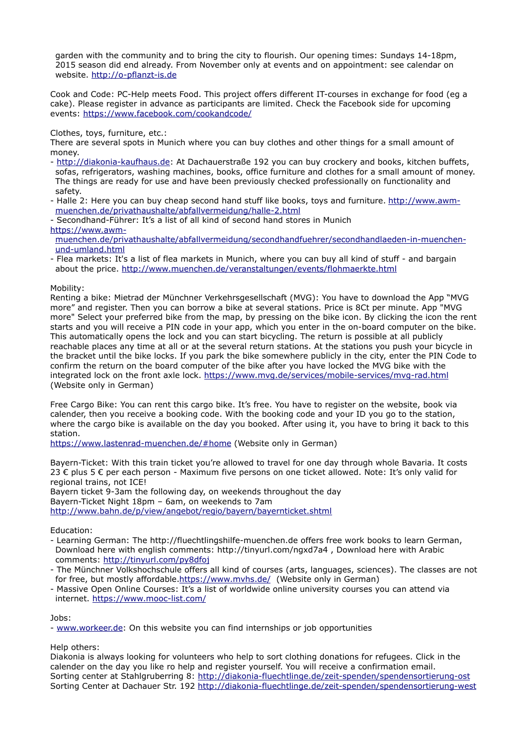garden with the community and to bring the city to flourish. Our opening times: Sundays 14-18pm, 2015 season did end already. From November only at events and on appointment: see calendar on website. http://o-pflanzt-is.de

Cook and Code: PC-Help meets Food. This project offers different IT-courses in exchange for food (eg a cake). Please register in advance as participants are limited. Check the Facebook side for upcoming events: https://www.facebook.com/cookandcode/

Clothes, toys, furniture, etc.:
There are several spots in Munich where you can buy clothes and other things for a small amount of money.
- http://diakonia-kaufhaus.de: At Dachauerstraße 192 you can buy crockery and books, kitchen buffets, sofas, refrigerators, washing machines, books, office furniture and clothes for a small amount of money. The things are ready for use and have been previously checked professionally on functionality and safety.
- Halle 2: Here you can buy cheap second hand stuff like books, toys and furniture. http://www.awm-muenchen.de/privathaushalte/abfallvermeidung/halle-2.html
- Secondhand-Führer: It's a list of all kind of second hand stores in Munich https://www.awm-muenchen.de/privathaushalte/abfallvermeidung/secondhandfuehrer/secondhandlaeden-in-muenchen-und-umland.html
- Flea markets: It's a list of flea markets in Munich, where you can buy all kind of stuff - and bargain about the price. http://www.muenchen.de/veranstaltungen/events/flohmaerkte.html

Mobility:
Renting a bike: Mietrad der Münchner Verkehrsgesellschaft (MVG): You have to download the App "MVG more" and register. Then you can borrow a bike at several stations. Price is 8Ct per minute. App "MVG more" Select your preferred bike from the map, by pressing on the bike icon. By clicking the icon the rent starts and you will receive a PIN code in your app, which you enter in the on-board computer on the bike. This automatically opens the lock and you can start bicycling. The return is possible at all publicly reachable places any time at all or at the several return stations. At the stations you push your bicycle in the bracket until the bike locks. If you park the bike somewhere publicly in the city, enter the PIN Code to confirm the return on the board computer of the bike after you have locked the MVG bike with the integrated lock on the front axle lock. https://www.mvg.de/services/mobile-services/mvg-rad.html (Website only in German)

Free Cargo Bike: You can rent this cargo bike. It's free. You have to register on the website, book via calender, then you receive a booking code. With the booking code and your ID you go to the station, where the cargo bike is available on the day you booked. After using it, you have to bring it back to this station.
https://www.lastenrad-muenchen.de/#home (Website only in German)

Bayern-Ticket: With this train ticket you're allowed to travel for one day through whole Bavaria. It costs 23 € plus 5 € per each person - Maximum five persons on one ticket allowed. Note: It's only valid for regional trains, not ICE!
Bayern ticket 9-3am the following day, on weekends throughout the day
Bayern-Ticket Night 18pm – 6am, on weekends to 7am
http://www.bahn.de/p/view/angebot/regio/bayern/bayernticket.shtml

Education:
- Learning German: The http://fluechtlingshilfe-muenchen.de offers free work books to learn German, Download here with english comments: http://tinyurl.com/ngxd7a4 , Download here with Arabic comments: http://tinyurl.com/py8dfoj
- The Münchner Volkshochschule offers all kind of courses (arts, languages, sciences). The classes are not for free, but mostly affordable.https://www.mvhs.de/ (Website only in German)
- Massive Open Online Courses: It's a list of worldwide online university courses you can attend via internet. https://www.mooc-list.com/

Jobs:
- www.workeer.de: On this website you can find internships or job opportunities

Help others:
Diakonia is always looking for volunteers who help to sort clothing donations for refugees. Click in the calender on the day you like ro help and register yourself. You will receive a confirmation email.
Sorting center at Stahlgruberring 8: http://diakonia-fluechtlinge.de/zeit-spenden/spendensortierung-ost
Sorting Center at Dachauer Str. 192 http://diakonia-fluechtlinge.de/zeit-spenden/spendensortierung-west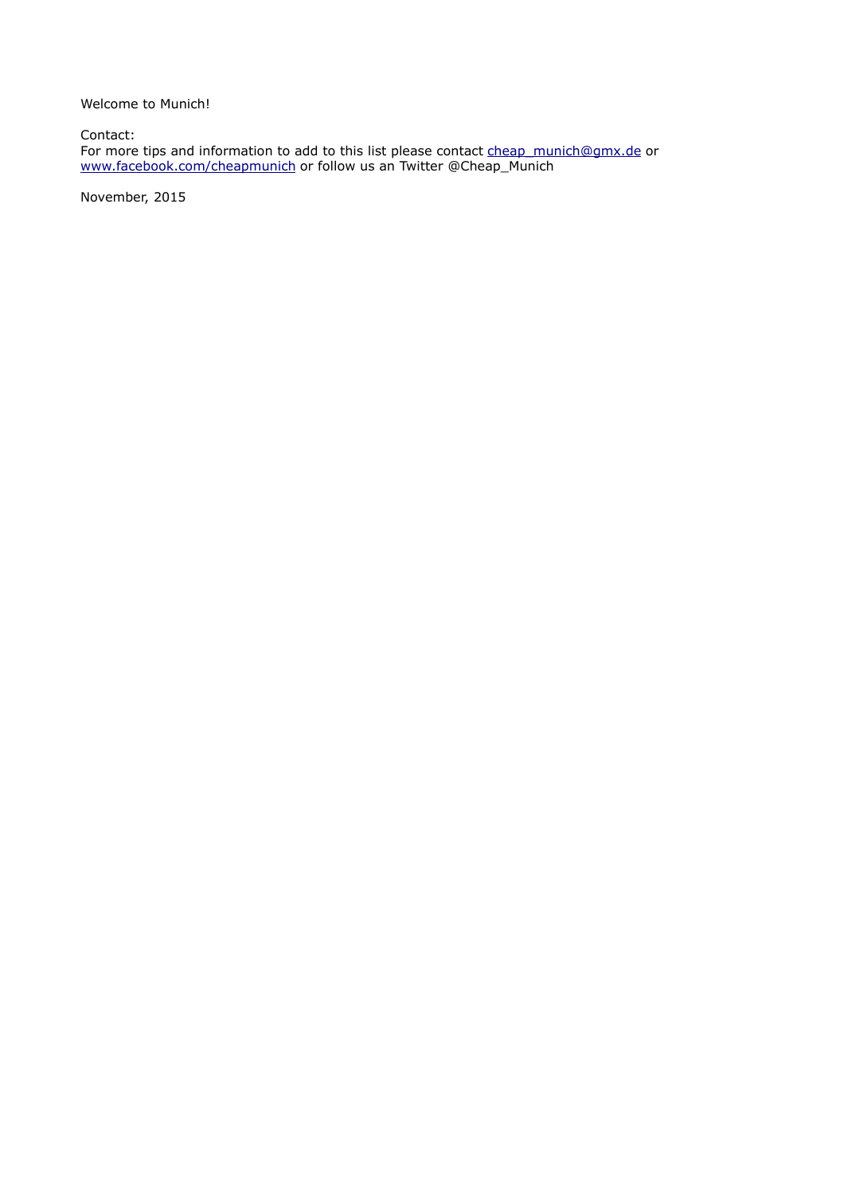Welcome to Munich!

Contact:
For more tips and information to add to this list please contact [cheap_munich@gmx.de](mailto:cheap_munich@gmx.de) or [www.facebook.com/cheapmunich](http://www.facebook.com/cheapmunich) or follow us an Twitter @Cheap_Munich

November, 2015